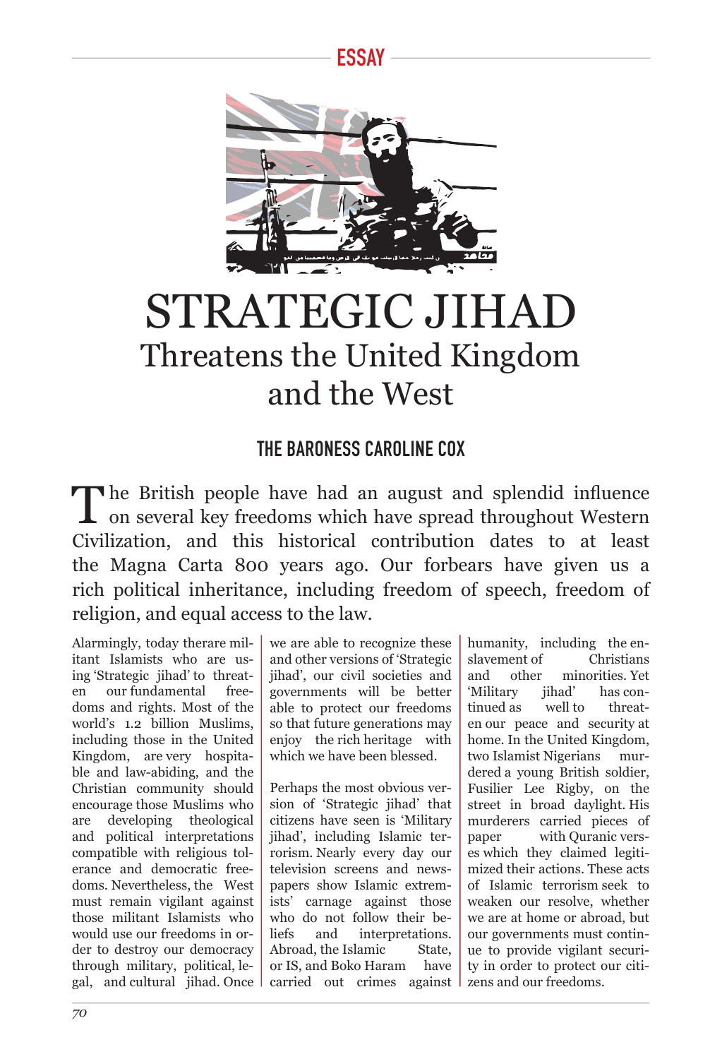ESSAY

# STRATEGIC JIHAD

## Threatens the United Kingdom and the West

### THE BARONESS CAROLINE COX

The British people have had an august and splendid influence on several key freedoms which have spread throughout Western Civilization, and this historical contribution dates to at least the Magna Carta 800 years ago. Our forbears have given us a rich political inheritance, including freedom of speech, freedom of religion, and equal access to the law.

Alarmingly, today therare militant Islamists who are using 'Strategic jihad' to threaten our fundamental freedoms and rights. Most of the world's 1.2 billion Muslims, including those in the United Kingdom, are very hospitable and law-abiding, and the Christian community should encourage those Muslims who are developing theological and political interpretations compatible with religious tolerance and democratic freedoms. Nevertheless, the West must remain vigilant against those militant Islamists who would use our freedoms in order to destroy our democracy through military, political, legal, and cultural jihad. Once we are able to recognize these and other versions of 'Strategic jihad', our civil societies and governments will be better able to protect our freedoms so that future generations may enjoy the rich heritage with which we have been blessed.

Perhaps the most obvious version of 'Strategic jihad' that citizens have seen is 'Military jihad', including Islamic terrorism. Nearly every day our television screens and newspapers show Islamic extremists' carnage against those who do not follow their beliefs and interpretations. Abroad, the Islamic State, or IS, and Boko Haram have carried out crimes against humanity, including the enslavement of Christians and other minorities. Yet 'Military jihad' has continued as well to threaten our peace and security at home. In the United Kingdom, two Islamist Nigerians murdered a young British soldier, Fusilier Lee Rigby, on the street in broad daylight. His murderers carried pieces of paper with Quranic verses which they claimed legitimized their actions. These acts of Islamic terrorism seek to weaken our resolve, whether we are at home or abroad, but our governments must continue to provide vigilant security in order to protect our citizens and our freedoms.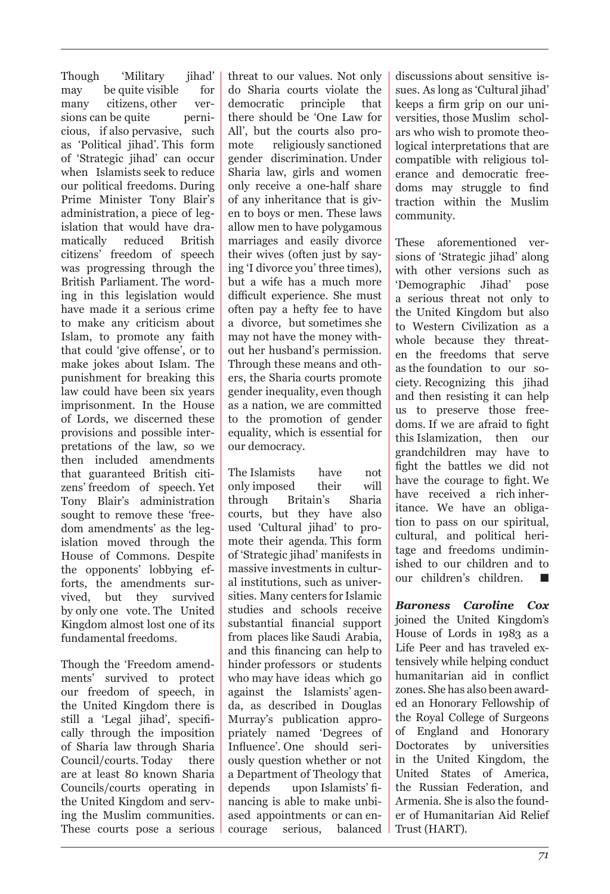Though 'Military jihad' may be quite visible for many citizens, other versions can be quite pernicious, if also pervasive, such as 'Political jihad'. This form of 'Strategic jihad' can occur when Islamists seek to reduce our political freedoms. During Prime Minister Tony Blair's administration, a piece of legislation that would have dramatically reduced British citizens' freedom of speech was progressing through the British Parliament. The wording in this legislation would have made it a serious crime to make any criticism about Islam, to promote any faith that could 'give offense', or to make jokes about Islam. The punishment for breaking this law could have been six years imprisonment. In the House of Lords, we discerned these provisions and possible interpretations of the law, so we then included amendments that guaranteed British citizens' freedom of speech. Yet Tony Blair's administration sought to remove these 'freedom amendments' as the legislation moved through the House of Commons. Despite the opponents' lobbying efforts, the amendments survived, but they survived by only one vote. The United Kingdom almost lost one of its fundamental freedoms.

Though the 'Freedom amendments' survived to protect our freedom of speech, in the United Kingdom there is still a 'Legal jihad', specifically through the imposition of Sharia law through Sharia Council/courts. Today there are at least 80 known Sharia Councils/courts operating in the United Kingdom and serving the Muslim communities. These courts pose a serious threat to our values. Not only do Sharia courts violate the democratic principle that there should be 'One Law for All', but the courts also promote religiously sanctioned gender discrimination. Under Sharia law, girls and women only receive a one-half share of any inheritance that is given to boys or men. These laws allow men to have polygamous marriages and easily divorce their wives (often just by saying 'I divorce you' three times), but a wife has a much more difficult experience. She must often pay a hefty fee to have a divorce, but sometimes she may not have the money without her husband's permission. Through these means and others, the Sharia courts promote gender inequality, even though as a nation, we are committed to the promotion of gender equality, which is essential for our democracy.

The Islamists have not only imposed their will through Britain's Sharia courts, but they have also used 'Cultural jihad' to promote their agenda. This form of 'Strategic jihad' manifests in massive investments in cultural institutions, such as universities. Many centers for Islamic studies and schools receive substantial financial support from places like Saudi Arabia, and this financing can help to hinder professors or students who may have ideas which go against the Islamists' agenda, as described in Douglas Murray's publication appropriately named 'Degrees of Influence'. One should seriously question whether or not a Department of Theology that depends upon Islamists' financing is able to make unbiased appointments or can encourage serious, balanced discussions about sensitive issues. As long as 'Cultural jihad' keeps a firm grip on our universities, those Muslim scholars who wish to promote theological interpretations that are compatible with religious tolerance and democratic freedoms may struggle to find traction within the Muslim community.

These aforementioned versions of 'Strategic jihad' along with other versions such as 'Demographic Jihad' pose a serious threat not only to the United Kingdom but also to Western Civilization as a whole because they threaten the freedoms that serve as the foundation to our society. Recognizing this jihad and then resisting it can help us to preserve those freedoms. If we are afraid to fight this Islamization, then our grandchildren may have to fight the battles we did not have the courage to fight. We have received a rich inheritance. We have an obligation to pass on our spiritual, cultural, and political heritage and freedoms undiminished to our children and to our children's children. ■

***Baroness Caroline Cox*** joined the United Kingdom's House of Lords in 1983 as a Life Peer and has traveled extensively while helping conduct humanitarian aid in conflict zones. She has also been awarded an Honorary Fellowship of the Royal College of Surgeons of England and Honorary Doctorates by universities in the United Kingdom, the United States of America, the Russian Federation, and Armenia. She is also the founder of Humanitarian Aid Relief Trust (HART).